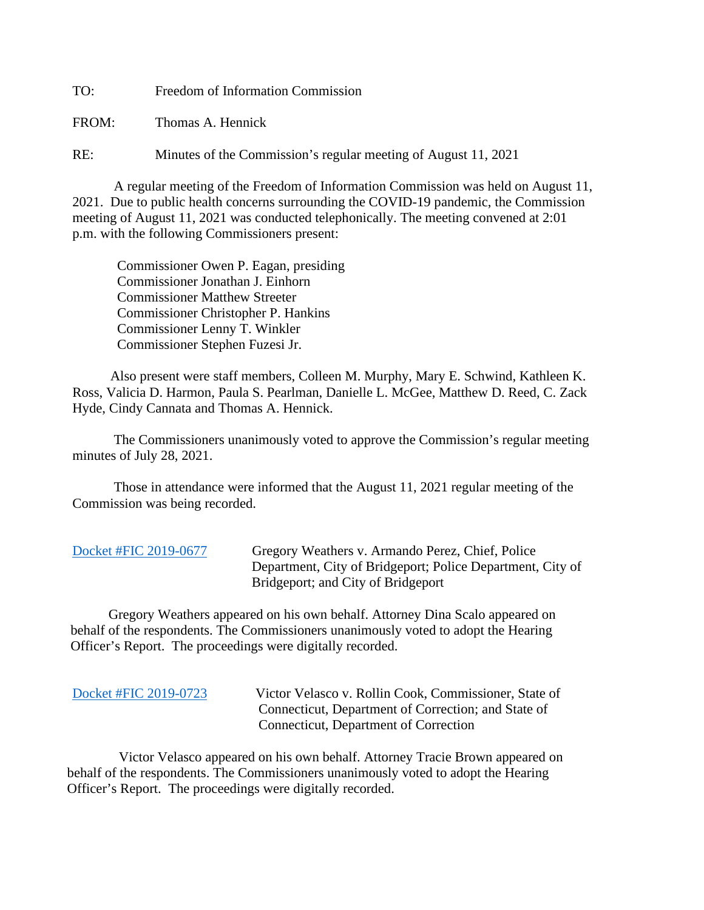TO: Freedom of Information Commission

FROM: Thomas A. Hennick

RE: Minutes of the Commission's regular meeting of August 11, 2021

A regular meeting of the Freedom of Information Commission was held on August 11, 2021. Due to public health concerns surrounding the COVID-19 pandemic, the Commission meeting of August 11, 2021 was conducted telephonically. The meeting convened at 2:01 p.m. with the following Commissioners present:

Commissioner Owen P. Eagan, presiding
Commissioner Jonathan J. Einhorn
Commissioner Matthew Streeter
Commissioner Christopher P. Hankins
Commissioner Lenny T. Winkler
Commissioner Stephen Fuzesi Jr.

Also present were staff members, Colleen M. Murphy, Mary E. Schwind, Kathleen K. Ross, Valicia D. Harmon, Paula S. Pearlman, Danielle L. McGee, Matthew D. Reed, C. Zack Hyde, Cindy Cannata and Thomas A. Hennick.

The Commissioners unanimously voted to approve the Commission's regular meeting minutes of July 28, 2021.

Those in attendance were informed that the August 11, 2021 regular meeting of the Commission was being recorded.

Docket #FIC 2019-0677 Gregory Weathers v. Armando Perez, Chief, Police Department, City of Bridgeport; Police Department, City of Bridgeport; and City of Bridgeport

Gregory Weathers appeared on his own behalf. Attorney Dina Scalo appeared on behalf of the respondents. The Commissioners unanimously voted to adopt the Hearing Officer's Report. The proceedings were digitally recorded.

Docket #FIC 2019-0723 Victor Velasco v. Rollin Cook, Commissioner, State of Connecticut, Department of Correction; and State of Connecticut, Department of Correction

Victor Velasco appeared on his own behalf. Attorney Tracie Brown appeared on behalf of the respondents. The Commissioners unanimously voted to adopt the Hearing Officer's Report. The proceedings were digitally recorded.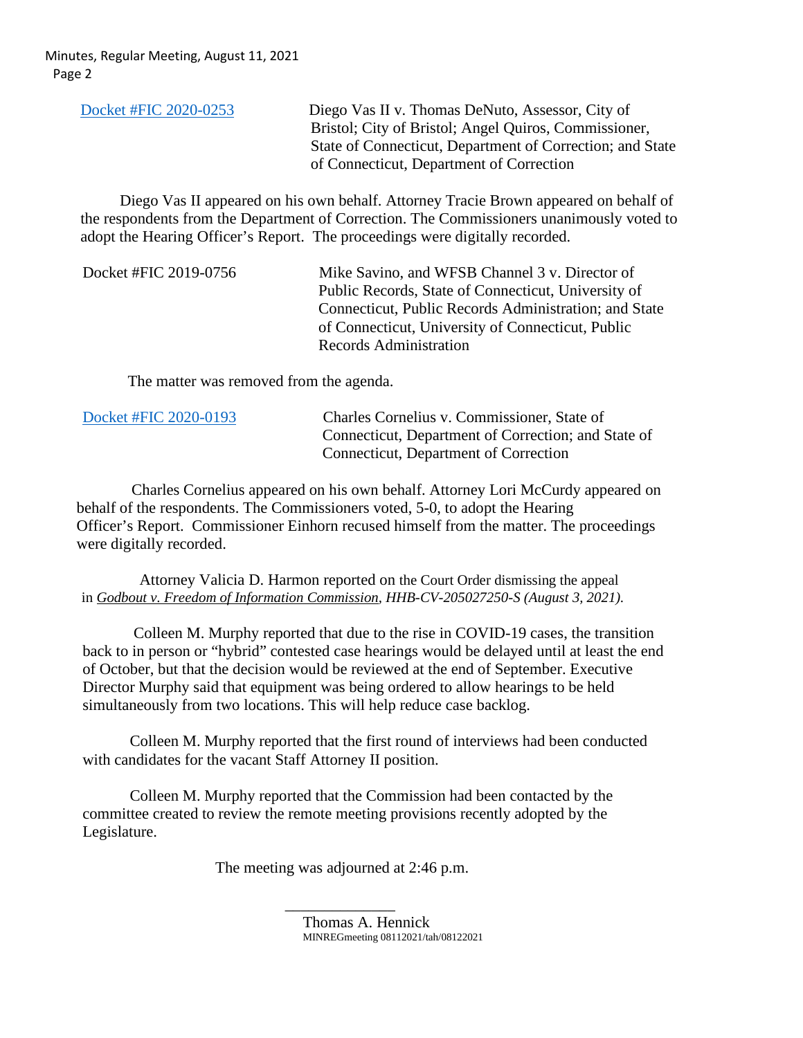| | |
|---|---|
| Docket #FIC 2020-0253 | Diego Vas II v. Thomas DeNuto, Assessor, City of Bristol; City of Bristol; Angel Quiros, Commissioner, State of Connecticut, Department of Correction; and State of Connecticut, Department of Correction |

Diego Vas II appeared on his own behalf. Attorney Tracie Brown appeared on behalf of the respondents from the Department of Correction. The Commissioners unanimously voted to adopt the Hearing Officer's Report. The proceedings were digitally recorded.

| | |
|---|---|
| Docket #FIC 2019-0756 | Mike Savino, and WFSB Channel 3 v. Director of Public Records, State of Connecticut, University of Connecticut, Public Records Administration; and State of Connecticut, University of Connecticut, Public Records Administration |

The matter was removed from the agenda.

| | |
|---|---|
| Docket #FIC 2020-0193 | Charles Cornelius v. Commissioner, State of Connecticut, Department of Correction; and State of Connecticut, Department of Correction |

Charles Cornelius appeared on his own behalf. Attorney Lori McCurdy appeared on behalf of the respondents. The Commissioners voted, 5-0, to adopt the Hearing Officer's Report. Commissioner Einhorn recused himself from the matter. The proceedings were digitally recorded.

Attorney Valicia D. Harmon reported on the Court Order dismissing the appeal in *Godbout v. Freedom of Information Commission*, *HHB-CV-205027250-S (August 3, 2021).*

Colleen M. Murphy reported that due to the rise in COVID-19 cases, the transition back to in person or "hybrid" contested case hearings would be delayed until at least the end of October, but that the decision would be reviewed at the end of September. Executive Director Murphy said that equipment was being ordered to allow hearings to be held simultaneously from two locations. This will help reduce case backlog.

Colleen M. Murphy reported that the first round of interviews had been conducted with candidates for the vacant Staff Attorney II position.

Colleen M. Murphy reported that the Commission had been contacted by the committee created to review the remote meeting provisions recently adopted by the Legislature.

The meeting was adjourned at 2:46 p.m.

______________
Thomas A. Hennick
MINREGmeeting 08112021/tah/08122021